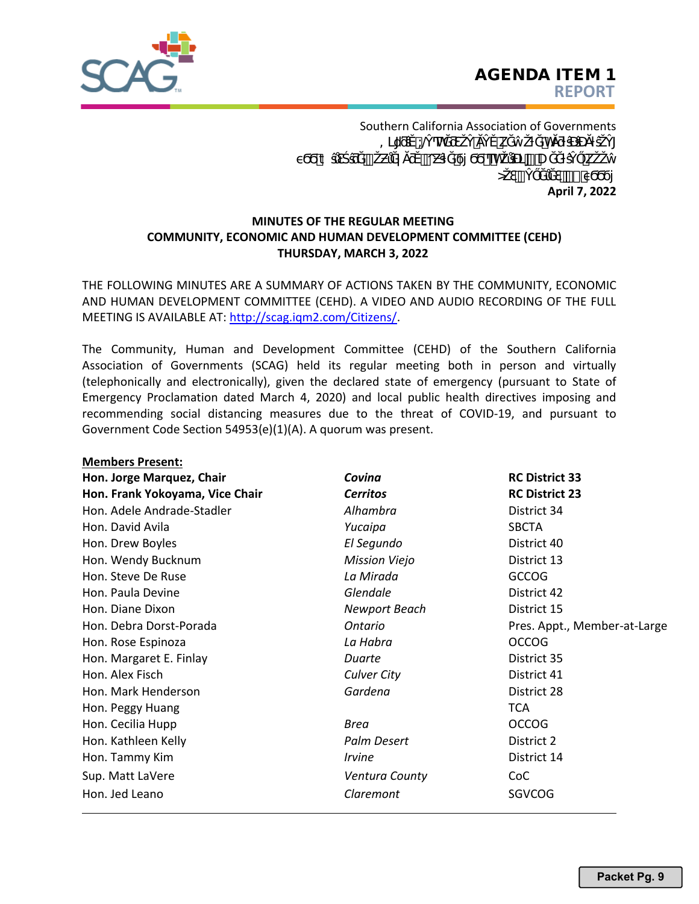**AGENDA ITEM 1**
**REPORT**

Southern California Association of Governments
**April 7, 2022**

**MINUTES OF THE REGULAR MEETING**
**COMMUNITY, ECONOMIC AND HUMAN DEVELOPMENT COMMITTEE (CEHD)**
**THURSDAY, MARCH 3, 2022**

THE FOLLOWING MINUTES ARE A SUMMARY OF ACTIONS TAKEN BY THE COMMUNITY, ECONOMIC AND HUMAN DEVELOPMENT COMMITTEE (CEHD). A VIDEO AND AUDIO RECORDING OF THE FULL MEETING IS AVAILABLE AT: [http://scag.iqm2.com/Citizens/](http://scag.iqm2.com/Citizens/).

The Community, Human and Development Committee (CEHD) of the Southern California Association of Governments (SCAG) held its regular meeting both in person and virtually (telephonically and electronically), given the declared state of emergency (pursuant to State of Emergency Proclamation dated March 4, 2020) and local public health directives imposing and recommending social distancing measures due to the threat of COVID-19, and pursuant to Government Code Section 54953(e)(1)(A). A quorum was present.

**Members Present:**

| | | |
|---|---|---|
| **Hon. Jorge Marquez, Chair** | ***Covina*** | **RC District 33** |
| **Hon. Frank Yokoyama, Vice Chair** | ***Cerritos*** | **RC District 23** |
| Hon. Adele Andrade-Stadler | *Alhambra* | District 34 |
| Hon. David Avila | *Yucaipa* | SBCTA |
| Hon. Drew Boyles | *El Segundo* | District 40 |
| Hon. Wendy Bucknum | *Mission Viejo* | District 13 |
| Hon. Steve De Ruse | *La Mirada* | GCCOG |
| Hon. Paula Devine | *Glendale* | District 42 |
| Hon. Diane Dixon | *Newport Beach* | District 15 |
| Hon. Debra Dorst-Porada | *Ontario* | Pres. Appt., Member-at-Large |
| Hon. Rose Espinoza | *La Habra* | OCCOG |
| Hon. Margaret E. Finlay | *Duarte* | District 35 |
| Hon. Alex Fisch | *Culver City* | District 41 |
| Hon. Mark Henderson | *Gardena* | District 28 |
| Hon. Peggy Huang | | TCA |
| Hon. Cecilia Hupp | *Brea* | OCCOG |
| Hon. Kathleen Kelly | *Palm Desert* | District 2 |
| Hon. Tammy Kim | *Irvine* | District 14 |
| Sup. Matt LaVere | *Ventura County* | CoC |
| Hon. Jed Leano | *Claremont* | SGVCOG |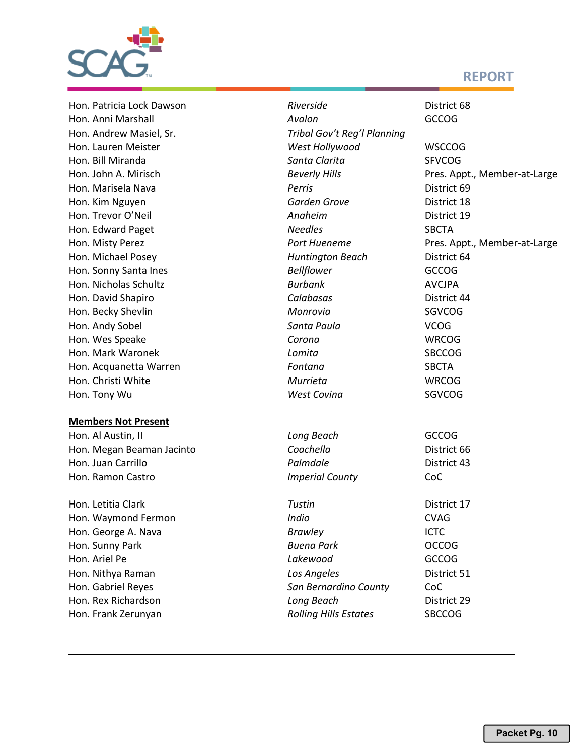| | | |
|---|---|---|
| Hon. Patricia Lock Dawson | *Riverside* | District 68 |
| Hon. Anni Marshall | *Avalon* | GCCOG |
| Hon. Andrew Masiel, Sr. | *Tribal Gov't Reg'l Planning* | |
| Hon. Lauren Meister | *West Hollywood* | WSCCOG |
| Hon. Bill Miranda | *Santa Clarita* | SFVCOG |
| Hon. John A. Mirisch | *Beverly Hills* | Pres. Appt., Member-at-Large |
| Hon. Marisela Nava | *Perris* | District 69 |
| Hon. Kim Nguyen | *Garden Grove* | District 18 |
| Hon. Trevor O'Neil | *Anaheim* | District 19 |
| Hon. Edward Paget | *Needles* | SBCTA |
| Hon. Misty Perez | *Port Hueneme* | Pres. Appt., Member-at-Large |
| Hon. Michael Posey | *Huntington Beach* | District 64 |
| Hon. Sonny Santa Ines | *Bellflower* | GCCOG |
| Hon. Nicholas Schultz | *Burbank* | AVCJPA |
| Hon. David Shapiro | *Calabasas* | District 44 |
| Hon. Becky Shevlin | *Monrovia* | SGVCOG |
| Hon. Andy Sobel | *Santa Paula* | VCOG |
| Hon. Wes Speake | *Corona* | WRCOG |
| Hon. Mark Waronek | *Lomita* | SBCCOG |
| Hon. Acquanetta Warren | *Fontana* | SBCTA |
| Hon. Christi White | *Murrieta* | WRCOG |
| Hon. Tony Wu | *West Covina* | SGVCOG |

**Members Not Present**

| | | |
|---|---|---|
| Hon. Al Austin, II | *Long Beach* | GCCOG |
| Hon. Megan Beaman Jacinto | *Coachella* | District 66 |
| Hon. Juan Carrillo | *Palmdale* | District 43 |
| Hon. Ramon Castro | *Imperial County* | CoC |
| Hon. Letitia Clark | *Tustin* | District 17 |
| Hon. Waymond Fermon | *Indio* | CVAG |
| Hon. George A. Nava | *Brawley* | ICTC |
| Hon. Sunny Park | *Buena Park* | OCCOG |
| Hon. Ariel Pe | *Lakewood* | GCCOG |
| Hon. Nithya Raman | *Los Angeles* | District 51 |
| Hon. Gabriel Reyes | *San Bernardino County* | CoC |
| Hon. Rex Richardson | *Long Beach* | District 29 |
| Hon. Frank Zerunyan | *Rolling Hills Estates* | SBCCOG |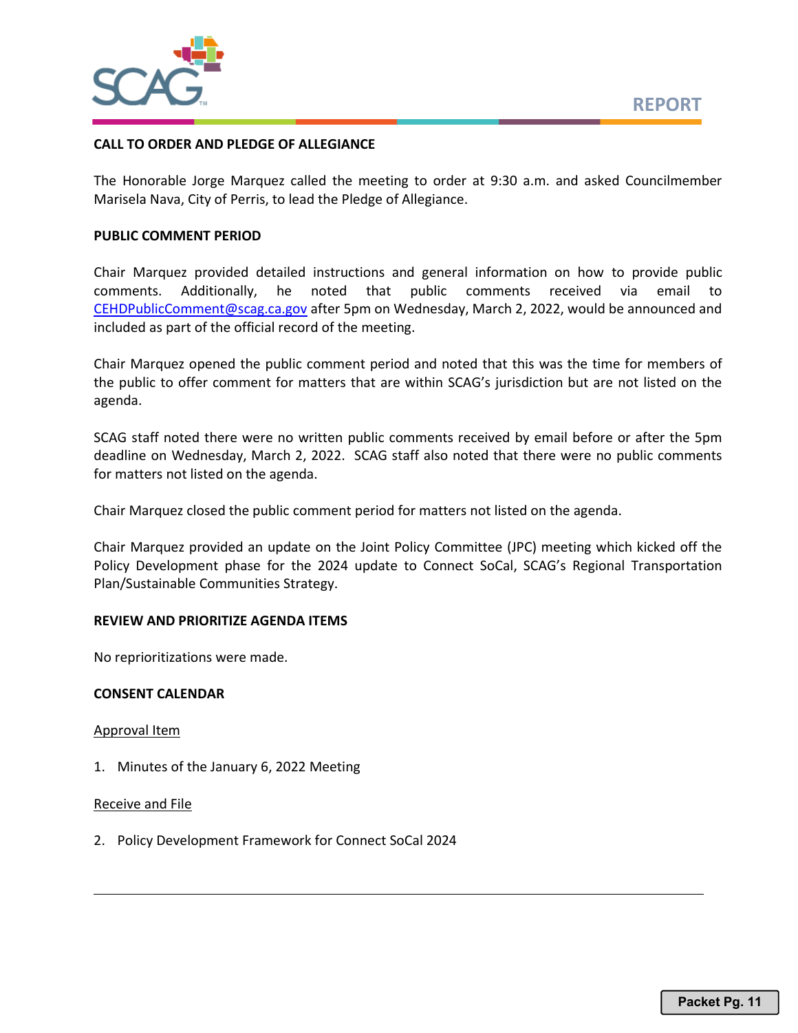**CALL TO ORDER AND PLEDGE OF ALLEGIANCE**

The Honorable Jorge Marquez called the meeting to order at 9:30 a.m. and asked Councilmember Marisela Nava, City of Perris, to lead the Pledge of Allegiance.

**PUBLIC COMMENT PERIOD**

Chair Marquez provided detailed instructions and general information on how to provide public comments. Additionally, he noted that public comments received via email to CEHDPublicComment@scag.ca.gov after 5pm on Wednesday, March 2, 2022, would be announced and included as part of the official record of the meeting.

Chair Marquez opened the public comment period and noted that this was the time for members of the public to offer comment for matters that are within SCAG's jurisdiction but are not listed on the agenda.

SCAG staff noted there were no written public comments received by email before or after the 5pm deadline on Wednesday, March 2, 2022. SCAG staff also noted that there were no public comments for matters not listed on the agenda.

Chair Marquez closed the public comment period for matters not listed on the agenda.

Chair Marquez provided an update on the Joint Policy Committee (JPC) meeting which kicked off the Policy Development phase for the 2024 update to Connect SoCal, SCAG's Regional Transportation Plan/Sustainable Communities Strategy.

**REVIEW AND PRIORITIZE AGENDA ITEMS**

No reprioritizations were made.

**CONSENT CALENDAR**

Approval Item

1. Minutes of the January 6, 2022 Meeting

Receive and File

2. Policy Development Framework for Connect SoCal 2024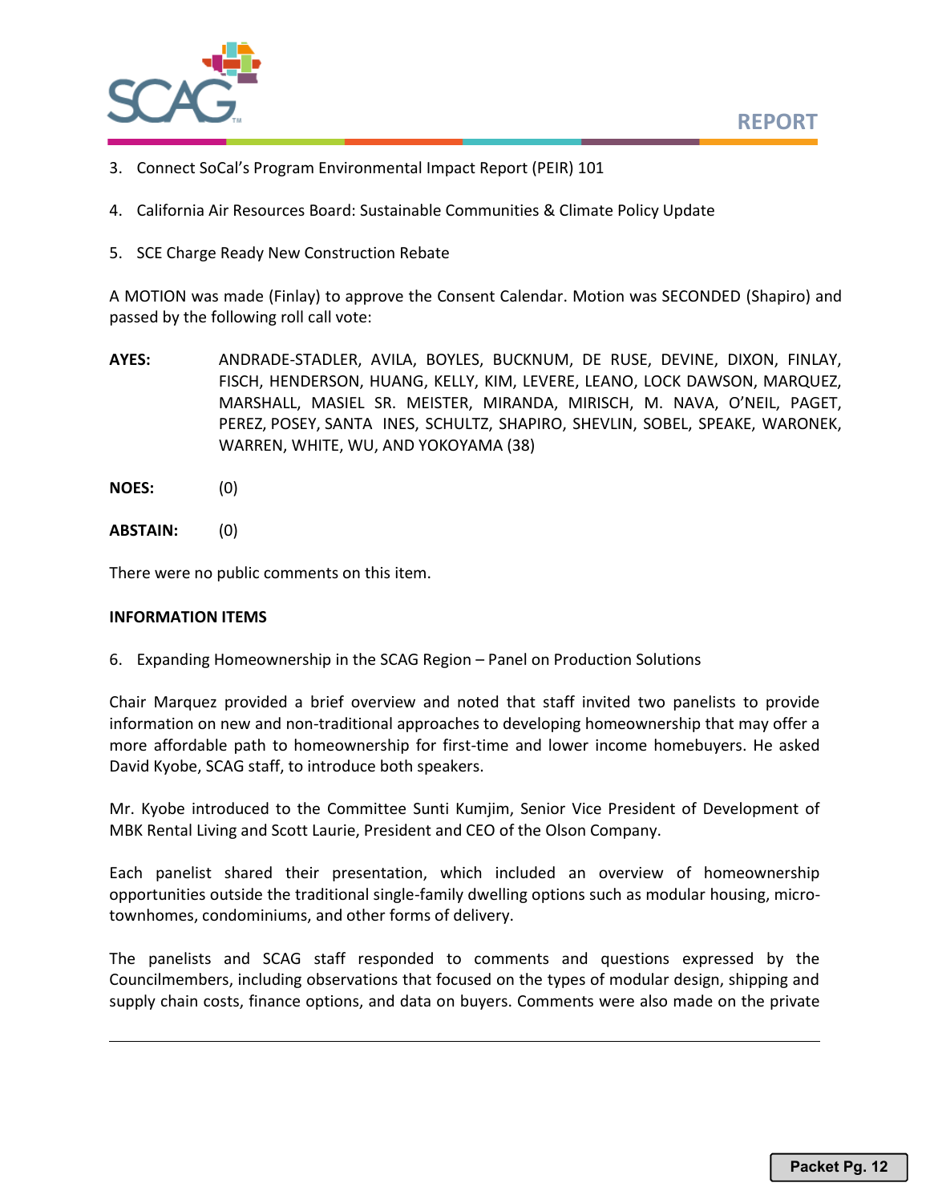3. Connect SoCal's Program Environmental Impact Report (PEIR) 101

4. California Air Resources Board: Sustainable Communities & Climate Policy Update

5. SCE Charge Ready New Construction Rebate

A MOTION was made (Finlay) to approve the Consent Calendar. Motion was SECONDED (Shapiro) and passed by the following roll call vote:

**AYES:** ANDRADE-STADLER, AVILA, BOYLES, BUCKNUM, DE RUSE, DEVINE, DIXON, FINLAY, FISCH, HENDERSON, HUANG, KELLY, KIM, LEVERE, LEANO, LOCK DAWSON, MARQUEZ, MARSHALL, MASIEL SR. MEISTER, MIRANDA, MIRISCH, M. NAVA, O'NEIL, PAGET, PEREZ, POSEY, SANTA INES, SCHULTZ, SHAPIRO, SHEVLIN, SOBEL, SPEAKE, WARONEK, WARREN, WHITE, WU, AND YOKOYAMA (38)

**NOES:** (0)

**ABSTAIN:** (0)

There were no public comments on this item.

**INFORMATION ITEMS**

6. Expanding Homeownership in the SCAG Region – Panel on Production Solutions

Chair Marquez provided a brief overview and noted that staff invited two panelists to provide information on new and non-traditional approaches to developing homeownership that may offer a more affordable path to homeownership for first-time and lower income homebuyers. He asked David Kyobe, SCAG staff, to introduce both speakers.

Mr. Kyobe introduced to the Committee Sunti Kumjim, Senior Vice President of Development of MBK Rental Living and Scott Laurie, President and CEO of the Olson Company.

Each panelist shared their presentation, which included an overview of homeownership opportunities outside the traditional single-family dwelling options such as modular housing, micro-townhomes, condominiums, and other forms of delivery.

The panelists and SCAG staff responded to comments and questions expressed by the Councilmembers, including observations that focused on the types of modular design, shipping and supply chain costs, finance options, and data on buyers. Comments were also made on the private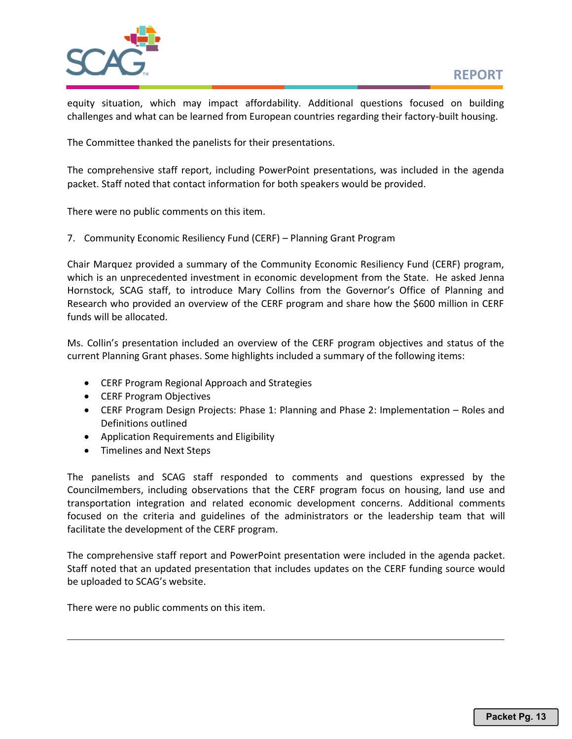equity situation, which may impact affordability. Additional questions focused on building challenges and what can be learned from European countries regarding their factory-built housing.

The Committee thanked the panelists for their presentations.

The comprehensive staff report, including PowerPoint presentations, was included in the agenda packet. Staff noted that contact information for both speakers would be provided.

There were no public comments on this item.

7. Community Economic Resiliency Fund (CERF) – Planning Grant Program

Chair Marquez provided a summary of the Community Economic Resiliency Fund (CERF) program, which is an unprecedented investment in economic development from the State. He asked Jenna Hornstock, SCAG staff, to introduce Mary Collins from the Governor's Office of Planning and Research who provided an overview of the CERF program and share how the $600 million in CERF funds will be allocated.

Ms. Collin's presentation included an overview of the CERF program objectives and status of the current Planning Grant phases. Some highlights included a summary of the following items:

- CERF Program Regional Approach and Strategies
- CERF Program Objectives
- CERF Program Design Projects: Phase 1: Planning and Phase 2: Implementation – Roles and Definitions outlined
- Application Requirements and Eligibility
- Timelines and Next Steps

The panelists and SCAG staff responded to comments and questions expressed by the Councilmembers, including observations that the CERF program focus on housing, land use and transportation integration and related economic development concerns. Additional comments focused on the criteria and guidelines of the administrators or the leadership team that will facilitate the development of the CERF program.

The comprehensive staff report and PowerPoint presentation were included in the agenda packet. Staff noted that an updated presentation that includes updates on the CERF funding source would be uploaded to SCAG's website.

There were no public comments on this item.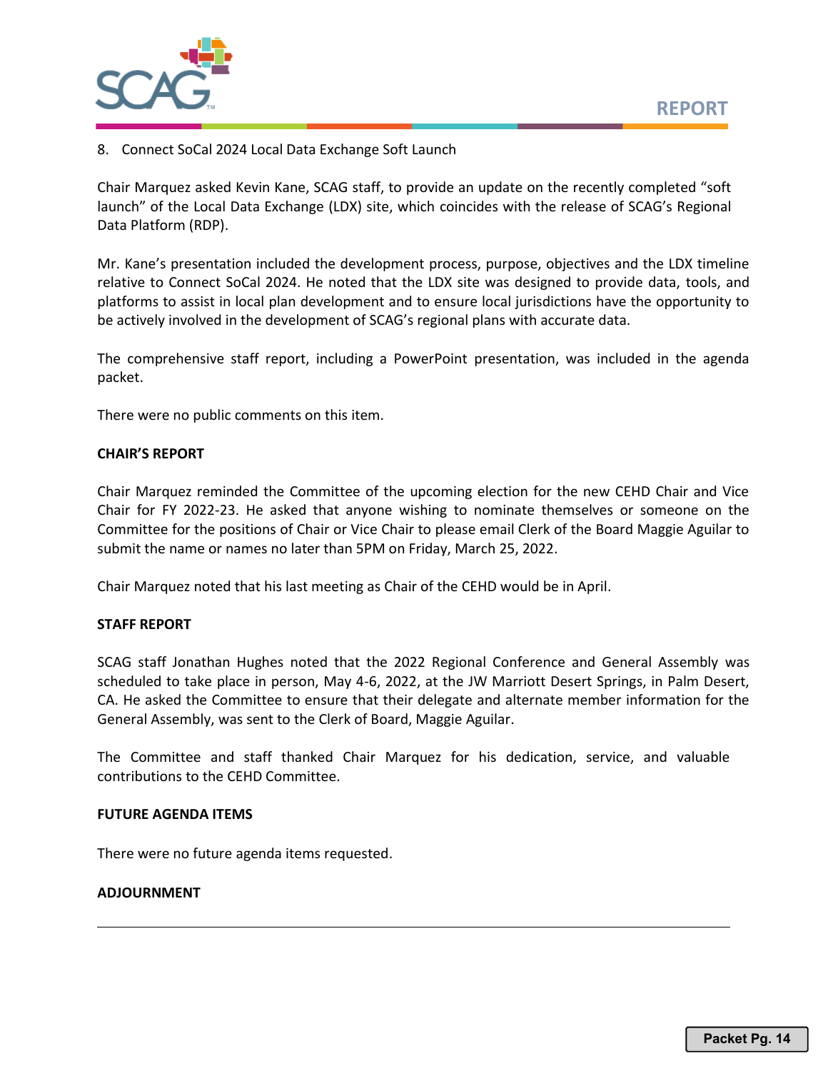8. Connect SoCal 2024 Local Data Exchange Soft Launch

Chair Marquez asked Kevin Kane, SCAG staff, to provide an update on the recently completed "soft launch" of the Local Data Exchange (LDX) site, which coincides with the release of SCAG's Regional Data Platform (RDP).

Mr. Kane's presentation included the development process, purpose, objectives and the LDX timeline relative to Connect SoCal 2024. He noted that the LDX site was designed to provide data, tools, and platforms to assist in local plan development and to ensure local jurisdictions have the opportunity to be actively involved in the development of SCAG's regional plans with accurate data.

The comprehensive staff report, including a PowerPoint presentation, was included in the agenda packet.

There were no public comments on this item.

**CHAIR'S REPORT**

Chair Marquez reminded the Committee of the upcoming election for the new CEHD Chair and Vice Chair for FY 2022-23. He asked that anyone wishing to nominate themselves or someone on the Committee for the positions of Chair or Vice Chair to please email Clerk of the Board Maggie Aguilar to submit the name or names no later than 5PM on Friday, March 25, 2022.

Chair Marquez noted that his last meeting as Chair of the CEHD would be in April.

**STAFF REPORT**

SCAG staff Jonathan Hughes noted that the 2022 Regional Conference and General Assembly was scheduled to take place in person, May 4-6, 2022, at the JW Marriott Desert Springs, in Palm Desert, CA. He asked the Committee to ensure that their delegate and alternate member information for the General Assembly, was sent to the Clerk of Board, Maggie Aguilar.

The Committee and staff thanked Chair Marquez for his dedication, service, and valuable contributions to the CEHD Committee.

**FUTURE AGENDA ITEMS**

There were no future agenda items requested.

**ADJOURNMENT**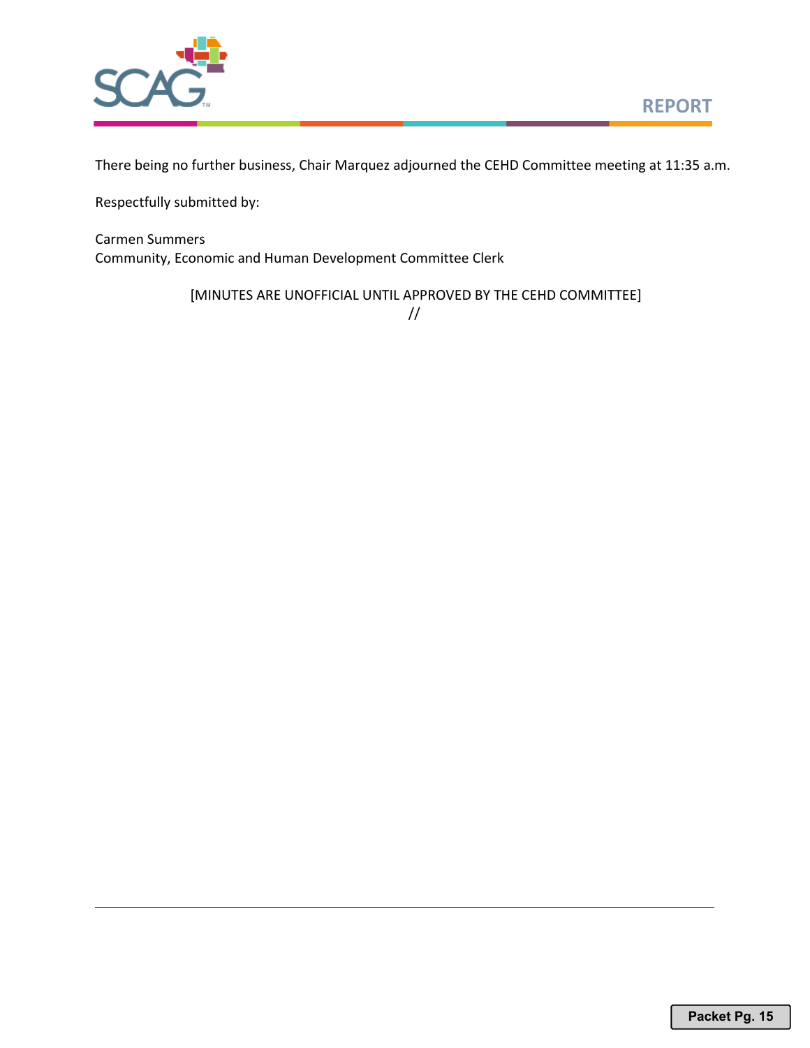There being no further business, Chair Marquez adjourned the CEHD Committee meeting at 11:35 a.m.

Respectfully submitted by:

Carmen Summers
Community, Economic and Human Development Committee Clerk

[MINUTES ARE UNOFFICIAL UNTIL APPROVED BY THE CEHD COMMITTEE]
//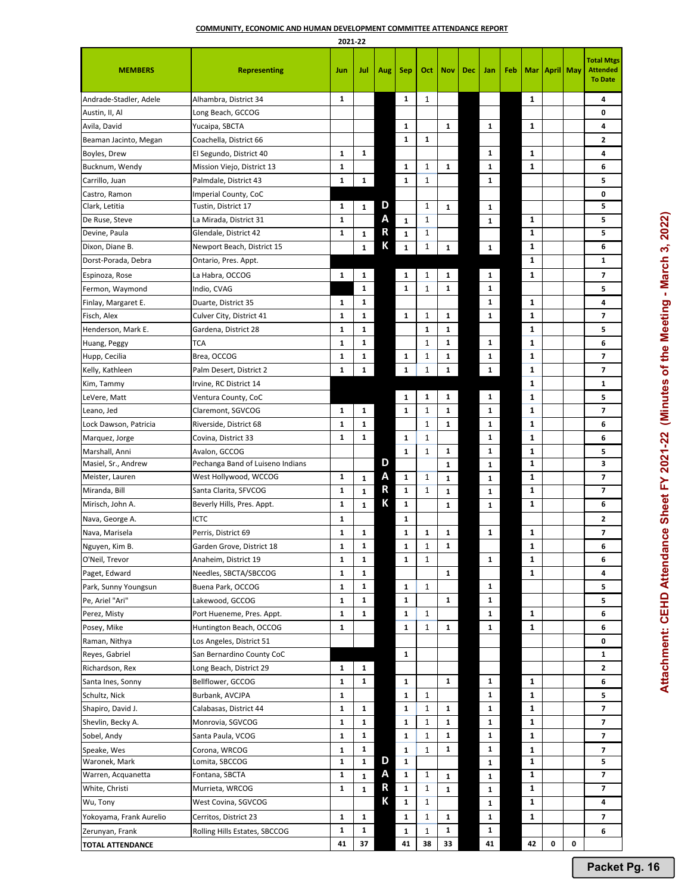**COMMUNITY, ECONOMIC AND HUMAN DEVELOPMENT COMMITTEE ATTENDANCE REPORT**

**2021-22**

| MEMBERS | Representing | Jun | Jul | Aug | Sep | Oct | Nov | Dec | Jan | Feb | Mar | April | May | Total Mtgs Attended To Date |
|---|---|---|---|---|---|---|---|---|---|---|---|---|---|---|
| Andrade-Stadler, Adele | Alhambra, District 34 | 1 | | | 1 | 1 | | | | | 1 | | | 4 |
| Austin, II, Al | Long Beach, GCCOG | | | | | | | | | | | | | 0 |
| Avila, David | Yucaipa, SBCTA | | | | 1 | | 1 | | 1 | | 1 | | | 4 |
| Beaman Jacinto, Megan | Coachella, District 66 | | | | 1 | 1 | | | | | | | | 2 |
| Boyles, Drew | El Segundo, District 40 | 1 | 1 | | | | | | 1 | | 1 | | | 4 |
| Bucknum, Wendy | Mission Viejo, District 13 | 1 | | | 1 | 1 | 1 | | 1 | | 1 | | | 6 |
| Carrillo, Juan | Palmdale, District 43 | 1 | 1 | | 1 | 1 | | | 1 | | | | | 5 |
| Castro, Ramon | Imperial County, CoC | | | | | | | | | | | | | 0 |
| Clark, Letitia | Tustin, District 17 | 1 | 1 | D | | 1 | 1 | | 1 | | | | | 5 |
| De Ruse, Steve | La Mirada, District 31 | 1 | | A | 1 | 1 | | | 1 | | 1 | | | 5 |
| Devine, Paula | Glendale, District 42 | 1 | 1 | R | 1 | 1 | | | | | 1 | | | 5 |
| Dixon, Diane B. | Newport Beach, District 15 | | 1 | K | 1 | 1 | 1 | | 1 | | 1 | | | 6 |
| Dorst-Porada, Debra | Ontario, Pres. Appt. | | | | | | | | | | 1 | | | 1 |
| Espinoza, Rose | La Habra, OCCOG | 1 | 1 | | 1 | 1 | 1 | | 1 | | 1 | | | 7 |
| Fermon, Waymond | Indio, CVAG | | 1 | | 1 | 1 | 1 | | 1 | | | | | 5 |
| Finlay, Margaret E. | Duarte, District 35 | 1 | 1 | | | | | | 1 | | 1 | | | 4 |
| Fisch, Alex | Culver City, District 41 | 1 | 1 | | 1 | 1 | 1 | | 1 | | 1 | | | 7 |
| Henderson, Mark E. | Gardena, District 28 | 1 | 1 | | | 1 | 1 | | | | 1 | | | 5 |
| Huang, Peggy | TCA | 1 | 1 | | | 1 | 1 | | 1 | | 1 | | | 6 |
| Hupp, Cecilia | Brea, OCCOG | 1 | 1 | | 1 | 1 | 1 | | 1 | | 1 | | | 7 |
| Kelly, Kathleen | Palm Desert, District 2 | 1 | 1 | | 1 | 1 | 1 | | 1 | | 1 | | | 7 |
| Kim, Tammy | Irvine, RC District 14 | | | | | | | | | | 1 | | | 1 |
| LeVere, Matt | Ventura County, CoC | | | | 1 | 1 | 1 | | 1 | | 1 | | | 5 |
| Leano, Jed | Claremont, SGVCOG | 1 | 1 | | 1 | 1 | 1 | | 1 | | 1 | | | 7 |
| Lock Dawson, Patricia | Riverside, District 68 | 1 | 1 | | | 1 | 1 | | 1 | | 1 | | | 6 |
| Marquez, Jorge | Covina, District 33 | 1 | 1 | | 1 | 1 | | | 1 | | 1 | | | 6 |
| Marshall, Anni | Avalon, GCCOG | | | | 1 | 1 | 1 | | 1 | | 1 | | | 5 |
| Masiel, Sr., Andrew | Pechanga Band of Luiseno Indians | | | D | | | 1 | | 1 | | 1 | | | 3 |
| Meister, Lauren | West Hollywood, WCCOG | 1 | 1 | A | 1 | 1 | 1 | | 1 | | 1 | | | 7 |
| Miranda, Bill | Santa Clarita, SFVCOG | 1 | 1 | R | 1 | 1 | 1 | | 1 | | 1 | | | 7 |
| Mirisch, John A. | Beverly Hills, Pres. Appt. | 1 | 1 | K | 1 | | 1 | | 1 | | 1 | | | 6 |
| Nava, George A. | ICTC | 1 | | | 1 | | | | | | | | | 2 |
| Nava, Marisela | Perris, District 69 | 1 | 1 | | 1 | 1 | 1 | | 1 | | 1 | | | 7 |
| Nguyen, Kim B. | Garden Grove, District 18 | 1 | 1 | | 1 | 1 | 1 | | | | 1 | | | 6 |
| O'Neil, Trevor | Anaheim, District 19 | 1 | 1 | | 1 | 1 | | | 1 | | 1 | | | 6 |
| Paget, Edward | Needles, SBCTA/SBCCOG | 1 | 1 | | | | 1 | | | | 1 | | | 4 |
| Park, Sunny Youngsun | Buena Park, OCCOG | 1 | 1 | | 1 | 1 | | | 1 | | | | | 5 |
| Pe, Ariel "Ari" | Lakewood, GCCOG | 1 | 1 | | 1 | | 1 | | 1 | | | | | 5 |
| Perez, Misty | Port Hueneme, Pres. Appt. | 1 | 1 | | 1 | 1 | | | 1 | | 1 | | | 6 |
| Posey, Mike | Huntington Beach, OCCOG | 1 | | | 1 | 1 | 1 | | 1 | | 1 | | | 6 |
| Raman, Nithya | Los Angeles, District 51 | | | | | | | | | | | | | 0 |
| Reyes, Gabriel | San Bernardino County CoC | | | | 1 | | | | | | | | | 1 |
| Richardson, Rex | Long Beach, District 29 | 1 | 1 | | | | | | | | | | | 2 |
| Santa Ines, Sonny | Bellflower, GCCOG | 1 | 1 | | 1 | | 1 | | 1 | | 1 | | | 6 |
| Schultz, Nick | Burbank, AVCJPA | 1 | | | 1 | 1 | | | 1 | | 1 | | | 5 |
| Shapiro, David J. | Calabasas, District 44 | 1 | 1 | | 1 | 1 | 1 | | 1 | | 1 | | | 7 |
| Shevlin, Becky A. | Monrovia, SGVCOG | 1 | 1 | | 1 | 1 | 1 | | 1 | | 1 | | | 7 |
| Sobel, Andy | Santa Paula, VCOG | 1 | 1 | | 1 | 1 | 1 | | 1 | | 1 | | | 7 |
| Speake, Wes | Corona, WRCOG | 1 | 1 | | 1 | 1 | 1 | | 1 | | 1 | | | 7 |
| Waronek, Mark | Lomita, SBCCOG | 1 | 1 | D | 1 | | | | 1 | | 1 | | | 5 |
| Warren, Acquanetta | Fontana, SBCTA | 1 | 1 | A | 1 | 1 | 1 | | 1 | | 1 | | | 7 |
| White, Christi | Murrieta, WRCOG | 1 | 1 | R | 1 | 1 | 1 | | 1 | | 1 | | | 7 |
| Wu, Tony | West Covina, SGVCOG | | | K | 1 | 1 | | | 1 | | 1 | | | 4 |
| Yokoyama, Frank Aurelio | Cerritos, District 23 | 1 | 1 | | 1 | 1 | 1 | | 1 | | 1 | | | 7 |
| Zerunyan, Frank | Rolling Hills Estates, SBCCOG | 1 | 1 | | 1 | 1 | 1 | | 1 | | | | | 6 |
| **TOTAL ATTENDANCE** | | 41 | 37 | | 41 | 38 | 33 | | 41 | | 42 | 0 | 0 | |

Attachment: CEHD Attendance Sheet FY 2021-22 (Minutes of the Meeting - March 3, 2022)